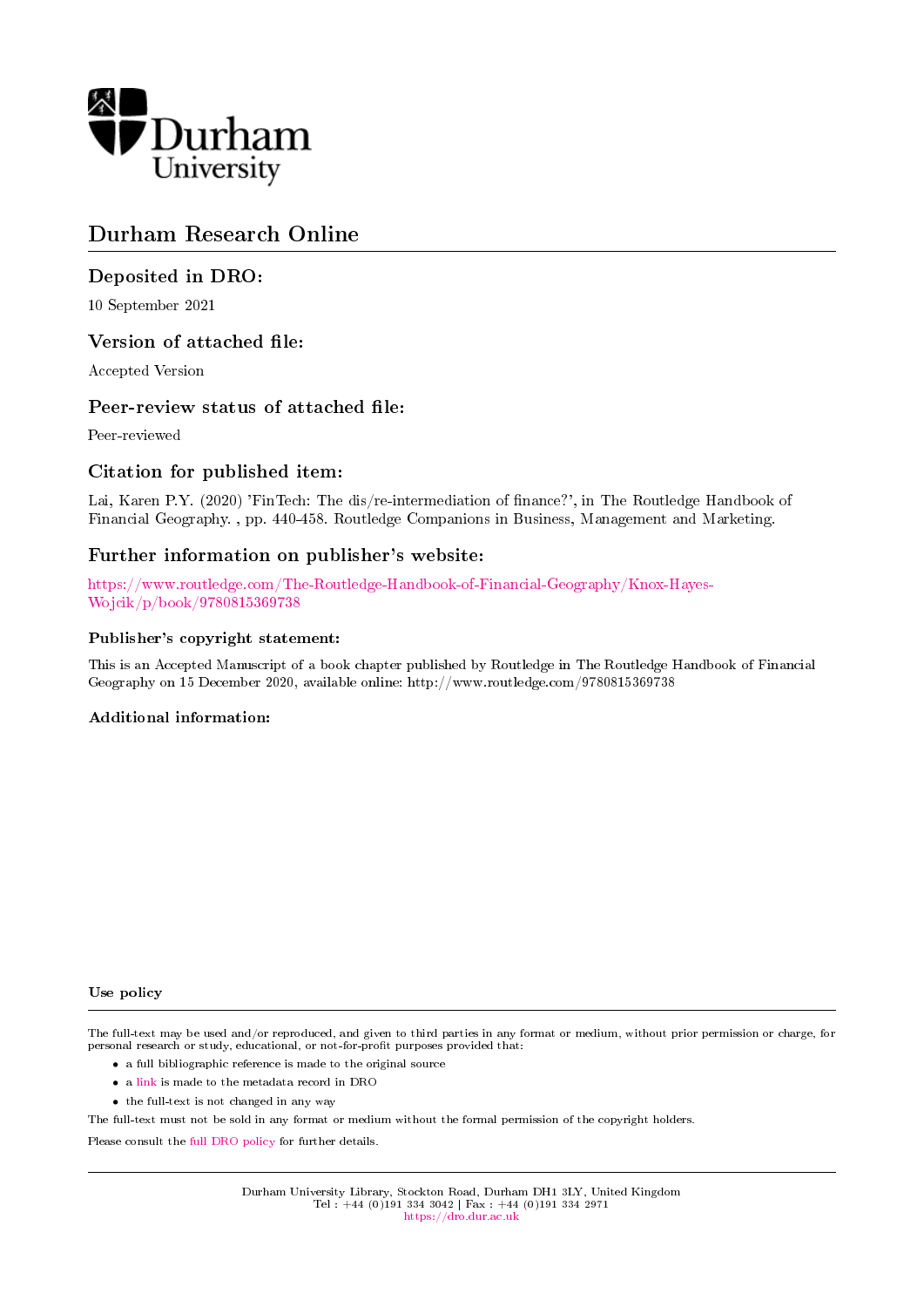Durham University

# Durham Research Online

## Deposited in DRO:

10 September 2021

## Version of attached file:

Accepted Version

## Peer-review status of attached file:

Peer-reviewed

## Citation for published item:

Lai, Karen P.Y. (2020) 'FinTech: The dis/re-intermediation of finance?', in The Routledge Handbook of Financial Geography. , pp. 440-458. Routledge Companions in Business, Management and Marketing.

## Further information on publisher's website:

https://www.routledge.com/The-Routledge-Handbook-of-Financial-Geography/Knox-Hayes-Wojcik/p/book/9780815369738

### Publisher's copyright statement:

This is an Accepted Manuscript of a book chapter published by Routledge in The Routledge Handbook of Financial Geography on 15 December 2020, available online: http://www.routledge.com/9780815369738

### Additional information:

### Use policy

The full-text may be used and/or reproduced, and given to third parties in any format or medium, without prior permission or charge, for personal research or study, educational, or not-for-profit purposes provided that:

- a full bibliographic reference is made to the original source
- a link is made to the metadata record in DRO
- the full-text is not changed in any way

The full-text must not be sold in any format or medium without the formal permission of the copyright holders.

Please consult the full DRO policy for further details.

Durham University Library, Stockton Road, Durham DH1 3LY, United Kingdom
Tel : +44 (0)191 334 3042 | Fax : +44 (0)191 334 2971
https://dro.dur.ac.uk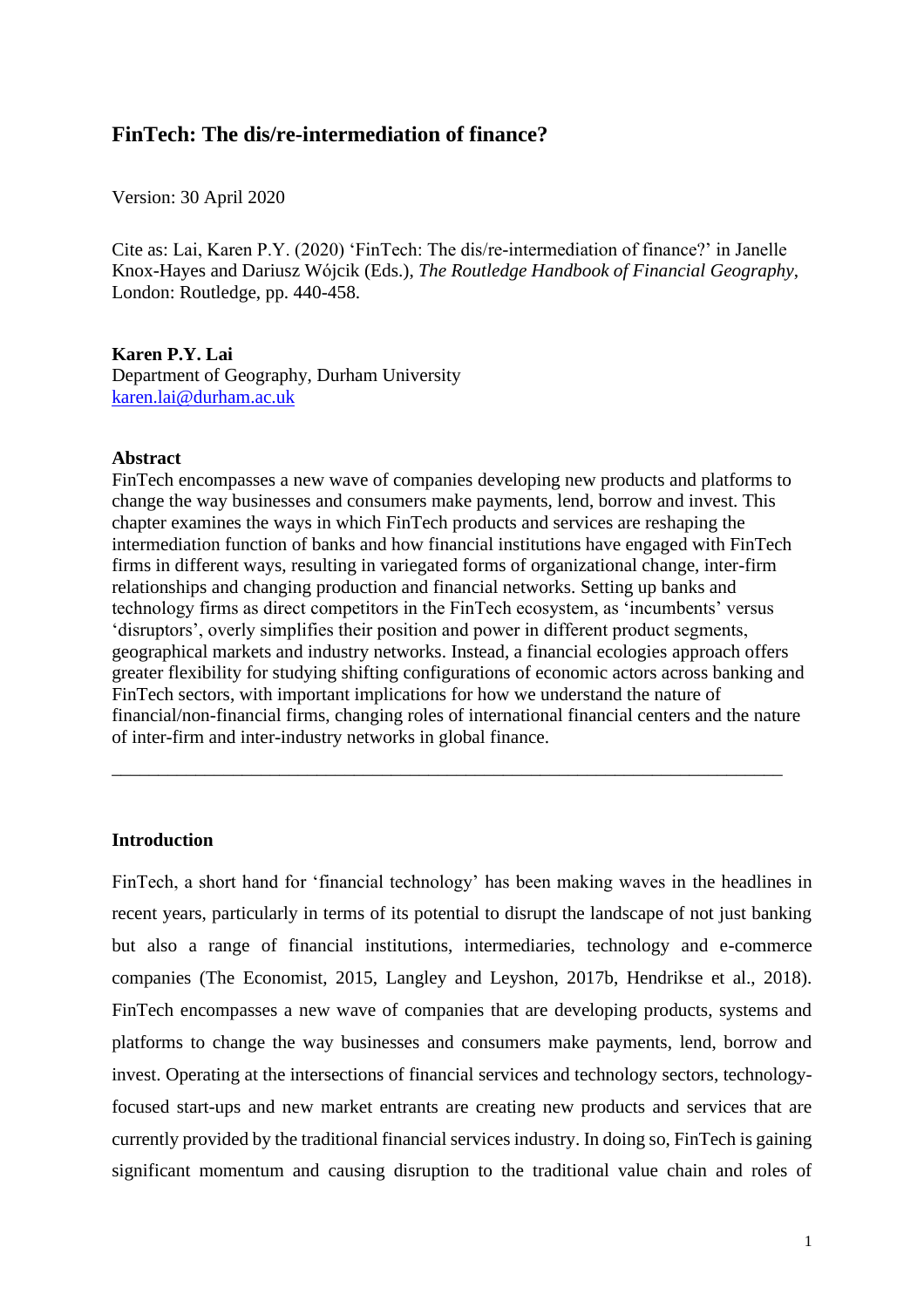# FinTech: The dis/re-intermediation of finance?

Version: 30 April 2020

Cite as: Lai, Karen P.Y. (2020) 'FinTech: The dis/re-intermediation of finance?' in Janelle Knox-Hayes and Dariusz Wójcik (Eds.), *The Routledge Handbook of Financial Geography*, London: Routledge, pp. 440-458.

**Karen P.Y. Lai**
Department of Geography, Durham University
karen.lai@durham.ac.uk

**Abstract**
FinTech encompasses a new wave of companies developing new products and platforms to change the way businesses and consumers make payments, lend, borrow and invest. This chapter examines the ways in which FinTech products and services are reshaping the intermediation function of banks and how financial institutions have engaged with FinTech firms in different ways, resulting in variegated forms of organizational change, inter-firm relationships and changing production and financial networks. Setting up banks and technology firms as direct competitors in the FinTech ecosystem, as 'incumbents' versus 'disruptors', overly simplifies their position and power in different product segments, geographical markets and industry networks. Instead, a financial ecologies approach offers greater flexibility for studying shifting configurations of economic actors across banking and FinTech sectors, with important implications for how we understand the nature of financial/non-financial firms, changing roles of international financial centers and the nature of inter-firm and inter-industry networks in global finance.

---

## Introduction

FinTech, a short hand for 'financial technology' has been making waves in the headlines in recent years, particularly in terms of its potential to disrupt the landscape of not just banking but also a range of financial institutions, intermediaries, technology and e-commerce companies (The Economist, 2015, Langley and Leyshon, 2017b, Hendrikse et al., 2018). FinTech encompasses a new wave of companies that are developing products, systems and platforms to change the way businesses and consumers make payments, lend, borrow and invest. Operating at the intersections of financial services and technology sectors, technology-focused start-ups and new market entrants are creating new products and services that are currently provided by the traditional financial services industry. In doing so, FinTech is gaining significant momentum and causing disruption to the traditional value chain and roles of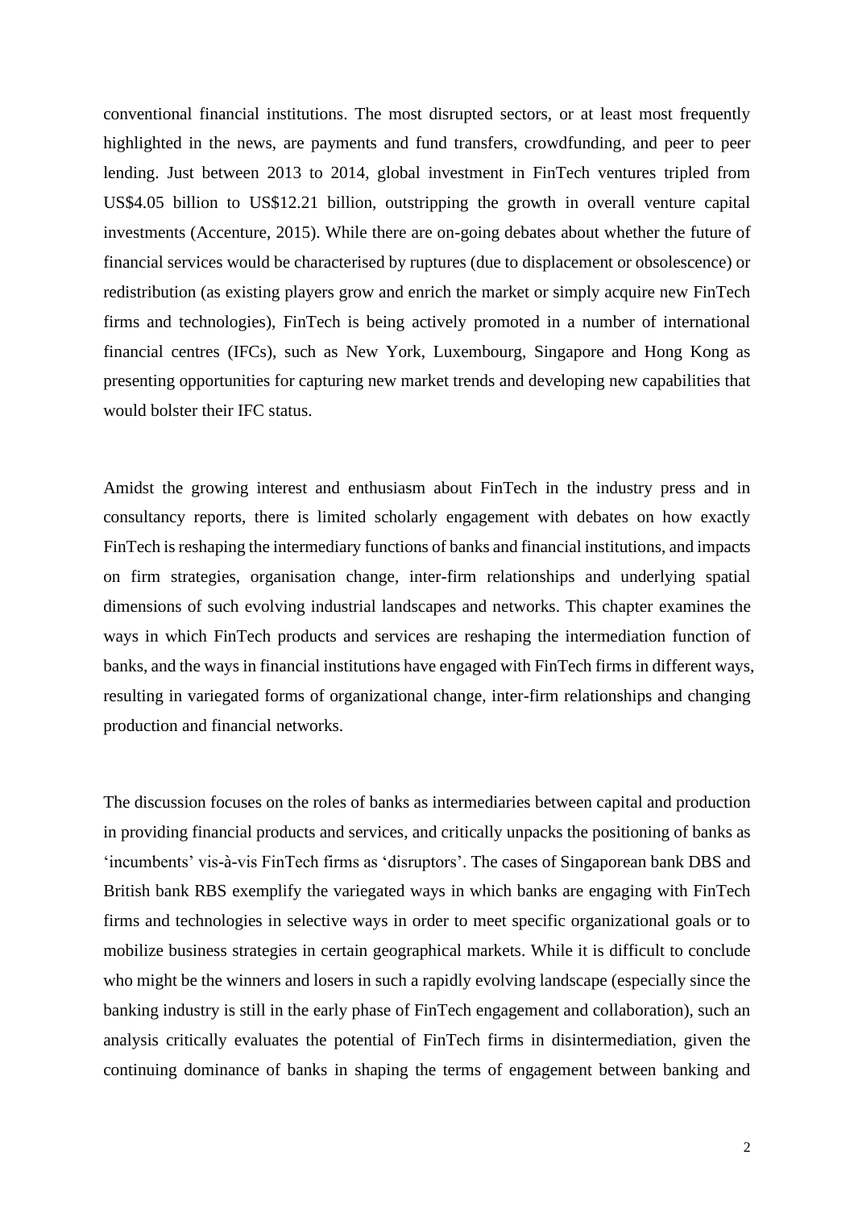conventional financial institutions. The most disrupted sectors, or at least most frequently highlighted in the news, are payments and fund transfers, crowdfunding, and peer to peer lending. Just between 2013 to 2014, global investment in FinTech ventures tripled from US$4.05 billion to US$12.21 billion, outstripping the growth in overall venture capital investments (Accenture, 2015). While there are on-going debates about whether the future of financial services would be characterised by ruptures (due to displacement or obsolescence) or redistribution (as existing players grow and enrich the market or simply acquire new FinTech firms and technologies), FinTech is being actively promoted in a number of international financial centres (IFCs), such as New York, Luxembourg, Singapore and Hong Kong as presenting opportunities for capturing new market trends and developing new capabilities that would bolster their IFC status.

Amidst the growing interest and enthusiasm about FinTech in the industry press and in consultancy reports, there is limited scholarly engagement with debates on how exactly FinTech is reshaping the intermediary functions of banks and financial institutions, and impacts on firm strategies, organisation change, inter-firm relationships and underlying spatial dimensions of such evolving industrial landscapes and networks. This chapter examines the ways in which FinTech products and services are reshaping the intermediation function of banks, and the ways in financial institutions have engaged with FinTech firms in different ways, resulting in variegated forms of organizational change, inter-firm relationships and changing production and financial networks.

The discussion focuses on the roles of banks as intermediaries between capital and production in providing financial products and services, and critically unpacks the positioning of banks as 'incumbents' vis-à-vis FinTech firms as 'disruptors'. The cases of Singaporean bank DBS and British bank RBS exemplify the variegated ways in which banks are engaging with FinTech firms and technologies in selective ways in order to meet specific organizational goals or to mobilize business strategies in certain geographical markets. While it is difficult to conclude who might be the winners and losers in such a rapidly evolving landscape (especially since the banking industry is still in the early phase of FinTech engagement and collaboration), such an analysis critically evaluates the potential of FinTech firms in disintermediation, given the continuing dominance of banks in shaping the terms of engagement between banking and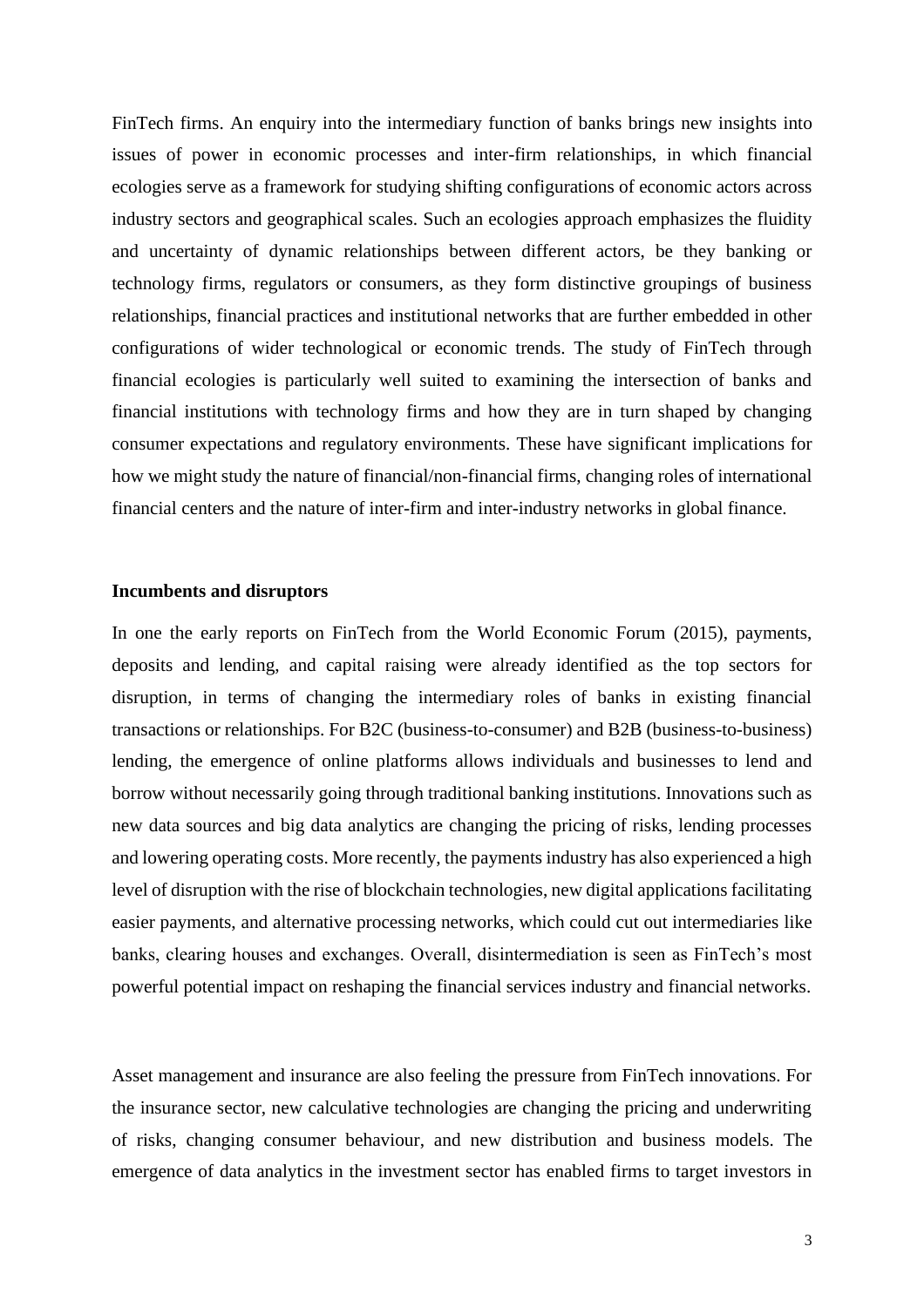FinTech firms. An enquiry into the intermediary function of banks brings new insights into issues of power in economic processes and inter-firm relationships, in which financial ecologies serve as a framework for studying shifting configurations of economic actors across industry sectors and geographical scales. Such an ecologies approach emphasizes the fluidity and uncertainty of dynamic relationships between different actors, be they banking or technology firms, regulators or consumers, as they form distinctive groupings of business relationships, financial practices and institutional networks that are further embedded in other configurations of wider technological or economic trends. The study of FinTech through financial ecologies is particularly well suited to examining the intersection of banks and financial institutions with technology firms and how they are in turn shaped by changing consumer expectations and regulatory environments. These have significant implications for how we might study the nature of financial/non-financial firms, changing roles of international financial centers and the nature of inter-firm and inter-industry networks in global finance.

**Incumbents and disruptors**

In one the early reports on FinTech from the World Economic Forum (2015), payments, deposits and lending, and capital raising were already identified as the top sectors for disruption, in terms of changing the intermediary roles of banks in existing financial transactions or relationships. For B2C (business-to-consumer) and B2B (business-to-business) lending, the emergence of online platforms allows individuals and businesses to lend and borrow without necessarily going through traditional banking institutions. Innovations such as new data sources and big data analytics are changing the pricing of risks, lending processes and lowering operating costs. More recently, the payments industry has also experienced a high level of disruption with the rise of blockchain technologies, new digital applications facilitating easier payments, and alternative processing networks, which could cut out intermediaries like banks, clearing houses and exchanges. Overall, disintermediation is seen as FinTech's most powerful potential impact on reshaping the financial services industry and financial networks.

Asset management and insurance are also feeling the pressure from FinTech innovations. For the insurance sector, new calculative technologies are changing the pricing and underwriting of risks, changing consumer behaviour, and new distribution and business models. The emergence of data analytics in the investment sector has enabled firms to target investors in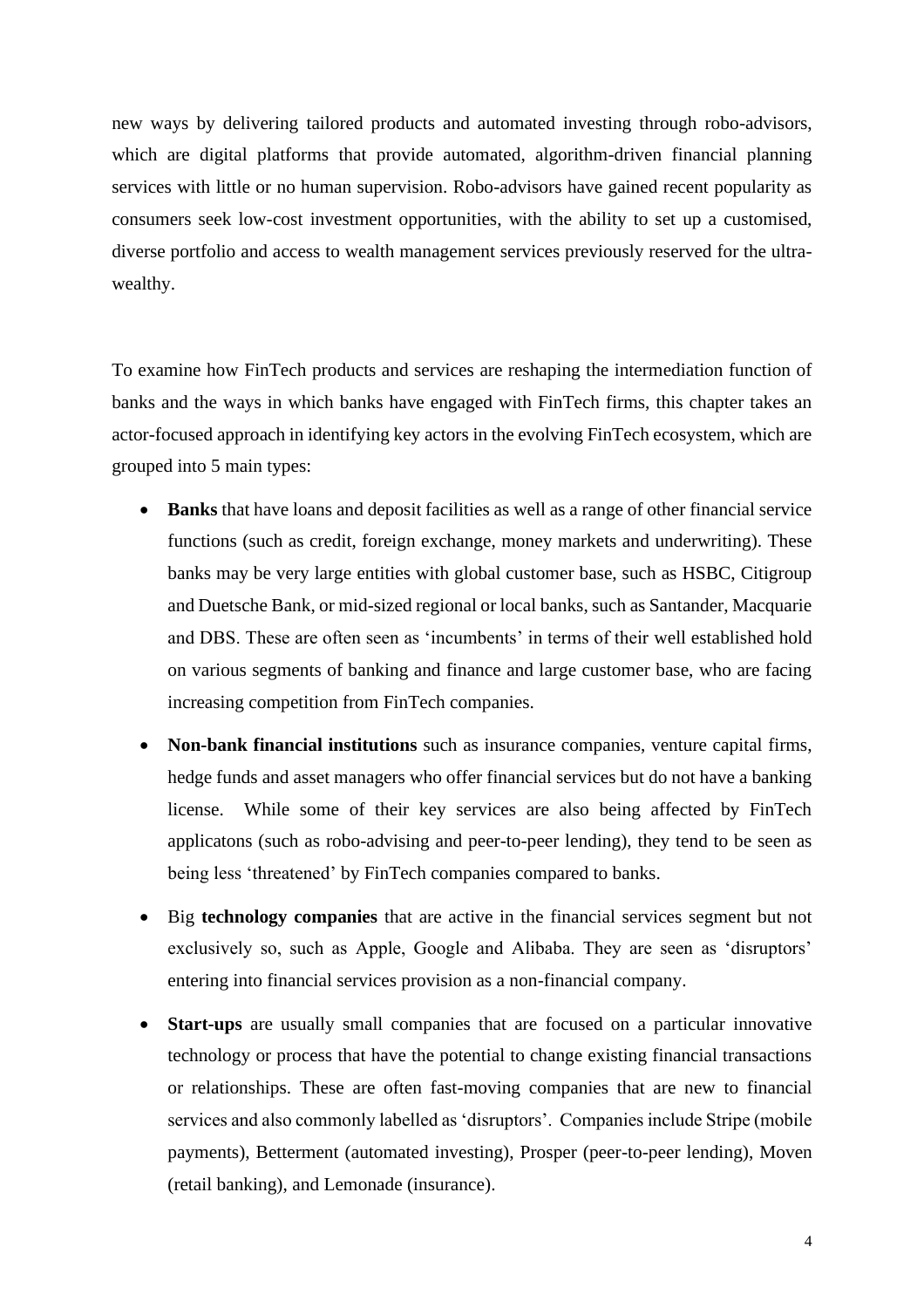new ways by delivering tailored products and automated investing through robo-advisors, which are digital platforms that provide automated, algorithm-driven financial planning services with little or no human supervision. Robo-advisors have gained recent popularity as consumers seek low-cost investment opportunities, with the ability to set up a customised, diverse portfolio and access to wealth management services previously reserved for the ultra-wealthy.

To examine how FinTech products and services are reshaping the intermediation function of banks and the ways in which banks have engaged with FinTech firms, this chapter takes an actor-focused approach in identifying key actors in the evolving FinTech ecosystem, which are grouped into 5 main types:

- **Banks** that have loans and deposit facilities as well as a range of other financial service functions (such as credit, foreign exchange, money markets and underwriting). These banks may be very large entities with global customer base, such as HSBC, Citigroup and Duetsche Bank, or mid-sized regional or local banks, such as Santander, Macquarie and DBS. These are often seen as 'incumbents' in terms of their well established hold on various segments of banking and finance and large customer base, who are facing increasing competition from FinTech companies.
- **Non-bank financial institutions** such as insurance companies, venture capital firms, hedge funds and asset managers who offer financial services but do not have a banking license. While some of their key services are also being affected by FinTech applicatons (such as robo-advising and peer-to-peer lending), they tend to be seen as being less 'threatened' by FinTech companies compared to banks.
- Big **technology companies** that are active in the financial services segment but not exclusively so, such as Apple, Google and Alibaba. They are seen as 'disruptors' entering into financial services provision as a non-financial company.
- **Start-ups** are usually small companies that are focused on a particular innovative technology or process that have the potential to change existing financial transactions or relationships. These are often fast-moving companies that are new to financial services and also commonly labelled as 'disruptors'. Companies include Stripe (mobile payments), Betterment (automated investing), Prosper (peer-to-peer lending), Moven (retail banking), and Lemonade (insurance).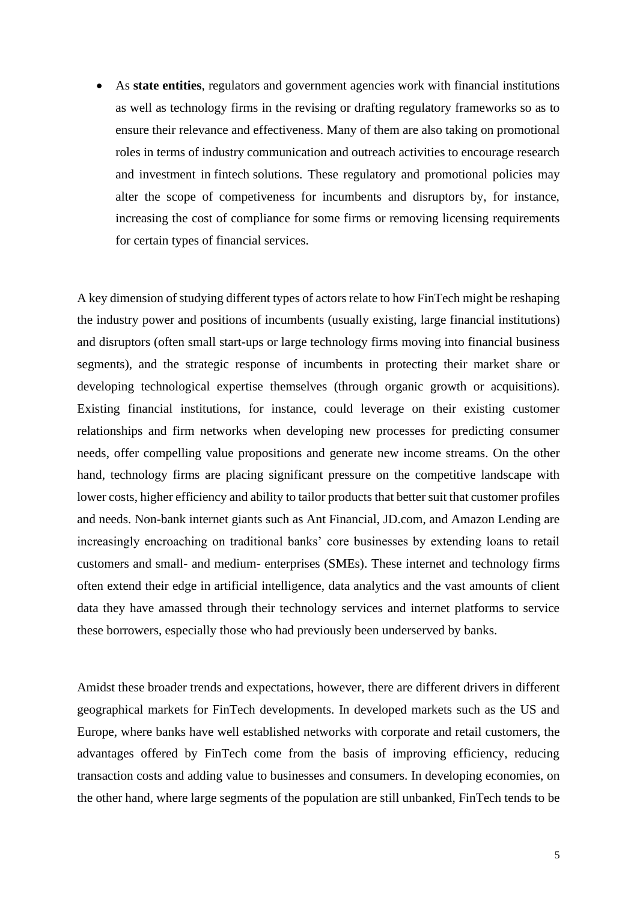- As **state entities**, regulators and government agencies work with financial institutions as well as technology firms in the revising or drafting regulatory frameworks so as to ensure their relevance and effectiveness. Many of them are also taking on promotional roles in terms of industry communication and outreach activities to encourage research and investment in fintech solutions. These regulatory and promotional policies may alter the scope of competiveness for incumbents and disruptors by, for instance, increasing the cost of compliance for some firms or removing licensing requirements for certain types of financial services.

A key dimension of studying different types of actors relate to how FinTech might be reshaping the industry power and positions of incumbents (usually existing, large financial institutions) and disruptors (often small start-ups or large technology firms moving into financial business segments), and the strategic response of incumbents in protecting their market share or developing technological expertise themselves (through organic growth or acquisitions). Existing financial institutions, for instance, could leverage on their existing customer relationships and firm networks when developing new processes for predicting consumer needs, offer compelling value propositions and generate new income streams. On the other hand, technology firms are placing significant pressure on the competitive landscape with lower costs, higher efficiency and ability to tailor products that better suit that customer profiles and needs. Non-bank internet giants such as Ant Financial, JD.com, and Amazon Lending are increasingly encroaching on traditional banks' core businesses by extending loans to retail customers and small- and medium- enterprises (SMEs). These internet and technology firms often extend their edge in artificial intelligence, data analytics and the vast amounts of client data they have amassed through their technology services and internet platforms to service these borrowers, especially those who had previously been underserved by banks.

Amidst these broader trends and expectations, however, there are different drivers in different geographical markets for FinTech developments. In developed markets such as the US and Europe, where banks have well established networks with corporate and retail customers, the advantages offered by FinTech come from the basis of improving efficiency, reducing transaction costs and adding value to businesses and consumers. In developing economies, on the other hand, where large segments of the population are still unbanked, FinTech tends to be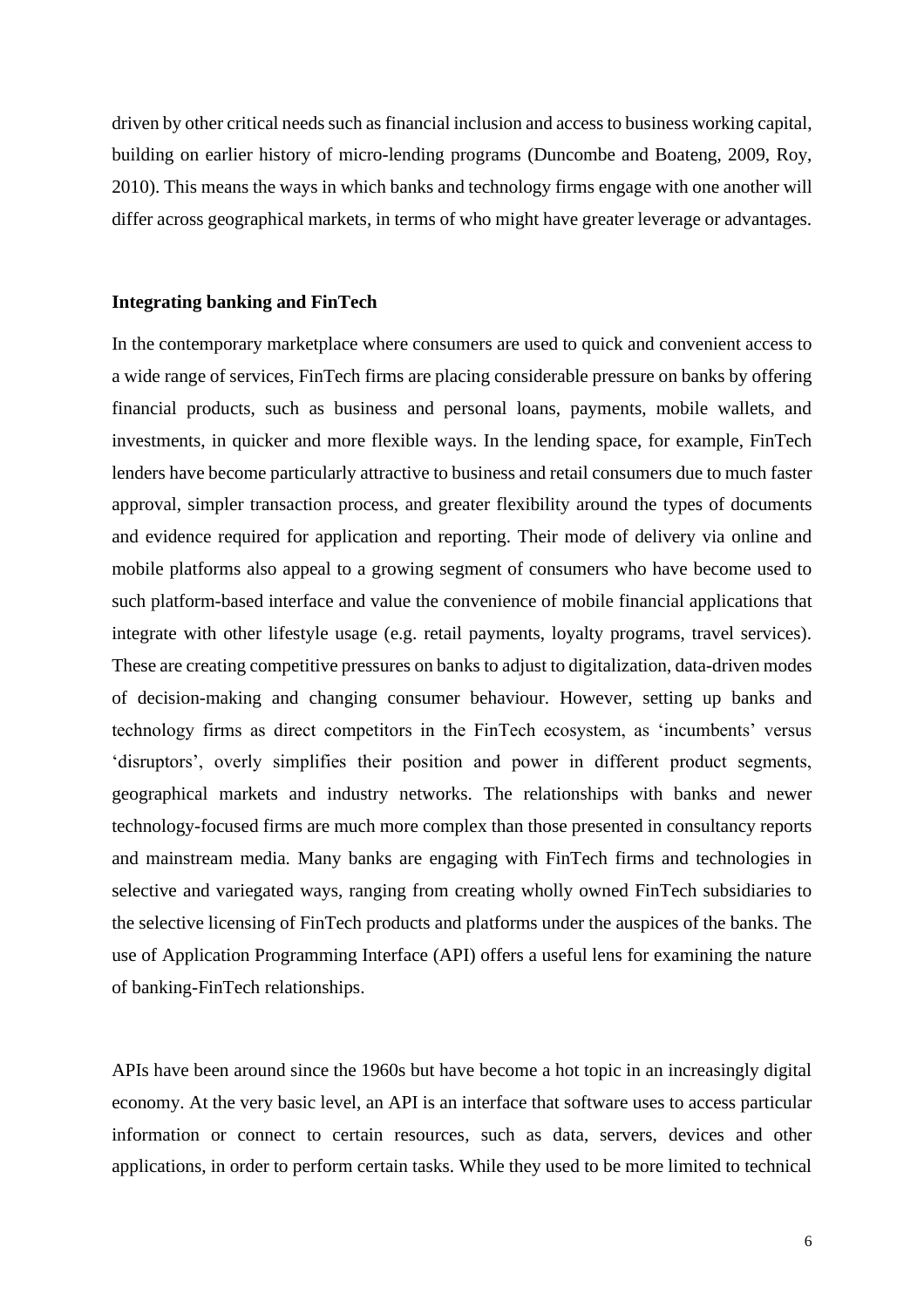driven by other critical needs such as financial inclusion and access to business working capital, building on earlier history of micro-lending programs (Duncombe and Boateng, 2009, Roy, 2010). This means the ways in which banks and technology firms engage with one another will differ across geographical markets, in terms of who might have greater leverage or advantages.

### Integrating banking and FinTech

In the contemporary marketplace where consumers are used to quick and convenient access to a wide range of services, FinTech firms are placing considerable pressure on banks by offering financial products, such as business and personal loans, payments, mobile wallets, and investments, in quicker and more flexible ways. In the lending space, for example, FinTech lenders have become particularly attractive to business and retail consumers due to much faster approval, simpler transaction process, and greater flexibility around the types of documents and evidence required for application and reporting. Their mode of delivery via online and mobile platforms also appeal to a growing segment of consumers who have become used to such platform-based interface and value the convenience of mobile financial applications that integrate with other lifestyle usage (e.g. retail payments, loyalty programs, travel services). These are creating competitive pressures on banks to adjust to digitalization, data-driven modes of decision-making and changing consumer behaviour. However, setting up banks and technology firms as direct competitors in the FinTech ecosystem, as 'incumbents' versus 'disruptors', overly simplifies their position and power in different product segments, geographical markets and industry networks. The relationships with banks and newer technology-focused firms are much more complex than those presented in consultancy reports and mainstream media. Many banks are engaging with FinTech firms and technologies in selective and variegated ways, ranging from creating wholly owned FinTech subsidiaries to the selective licensing of FinTech products and platforms under the auspices of the banks. The use of Application Programming Interface (API) offers a useful lens for examining the nature of banking-FinTech relationships.

APIs have been around since the 1960s but have become a hot topic in an increasingly digital economy. At the very basic level, an API is an interface that software uses to access particular information or connect to certain resources, such as data, servers, devices and other applications, in order to perform certain tasks. While they used to be more limited to technical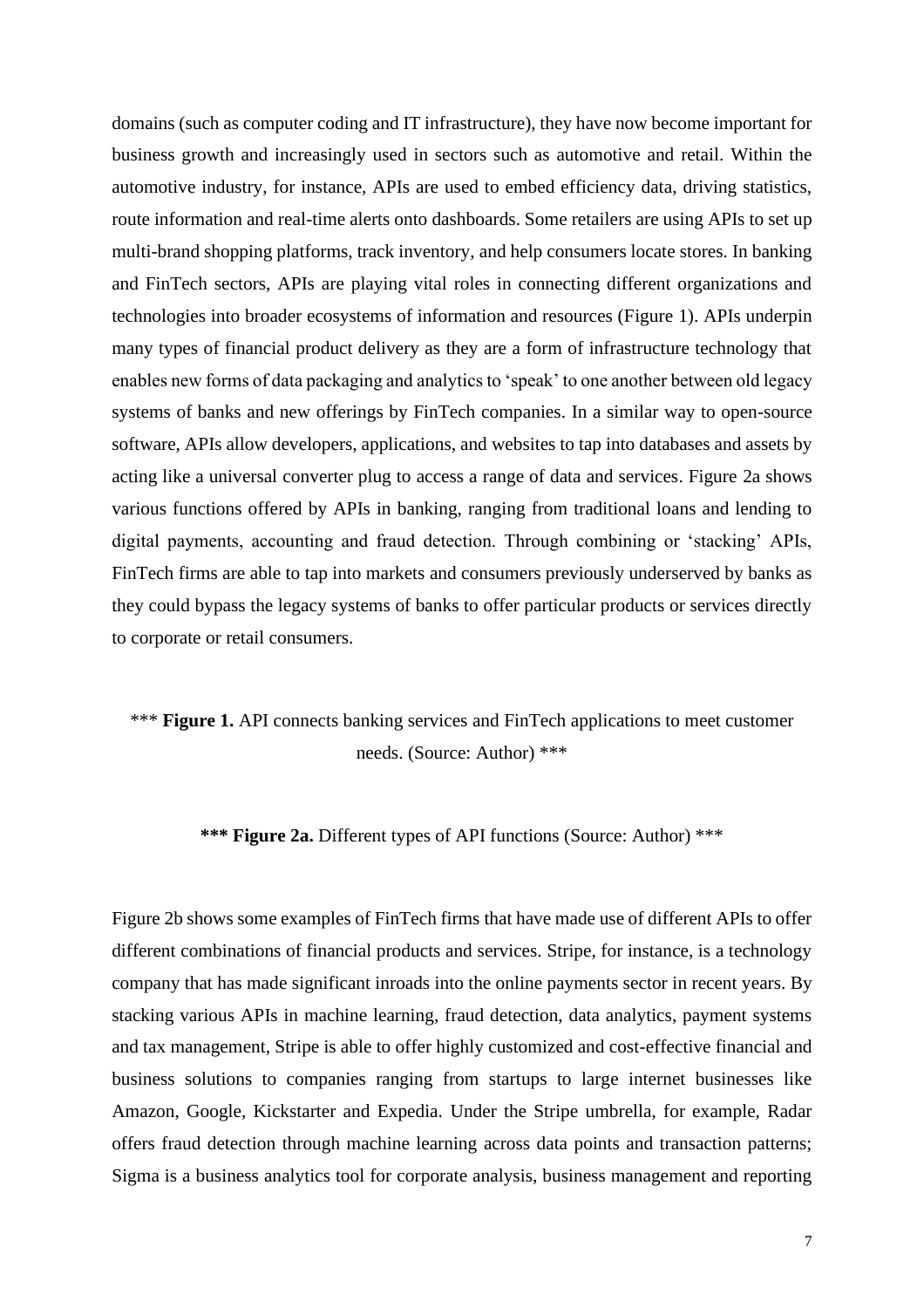domains (such as computer coding and IT infrastructure), they have now become important for business growth and increasingly used in sectors such as automotive and retail. Within the automotive industry, for instance, APIs are used to embed efficiency data, driving statistics, route information and real-time alerts onto dashboards. Some retailers are using APIs to set up multi-brand shopping platforms, track inventory, and help consumers locate stores. In banking and FinTech sectors, APIs are playing vital roles in connecting different organizations and technologies into broader ecosystems of information and resources (Figure 1). APIs underpin many types of financial product delivery as they are a form of infrastructure technology that enables new forms of data packaging and analytics to 'speak' to one another between old legacy systems of banks and new offerings by FinTech companies. In a similar way to open-source software, APIs allow developers, applications, and websites to tap into databases and assets by acting like a universal converter plug to access a range of data and services. Figure 2a shows various functions offered by APIs in banking, ranging from traditional loans and lending to digital payments, accounting and fraud detection. Through combining or 'stacking' APIs, FinTech firms are able to tap into markets and consumers previously underserved by banks as they could bypass the legacy systems of banks to offer particular products or services directly to corporate or retail consumers.

*** **Figure 1.** API connects banking services and FinTech applications to meet customer needs. (Source: Author) ***

*** **Figure 2a.** Different types of API functions (Source: Author) ***

Figure 2b shows some examples of FinTech firms that have made use of different APIs to offer different combinations of financial products and services. Stripe, for instance, is a technology company that has made significant inroads into the online payments sector in recent years. By stacking various APIs in machine learning, fraud detection, data analytics, payment systems and tax management, Stripe is able to offer highly customized and cost-effective financial and business solutions to companies ranging from startups to large internet businesses like Amazon, Google, Kickstarter and Expedia. Under the Stripe umbrella, for example, Radar offers fraud detection through machine learning across data points and transaction patterns; Sigma is a business analytics tool for corporate analysis, business management and reporting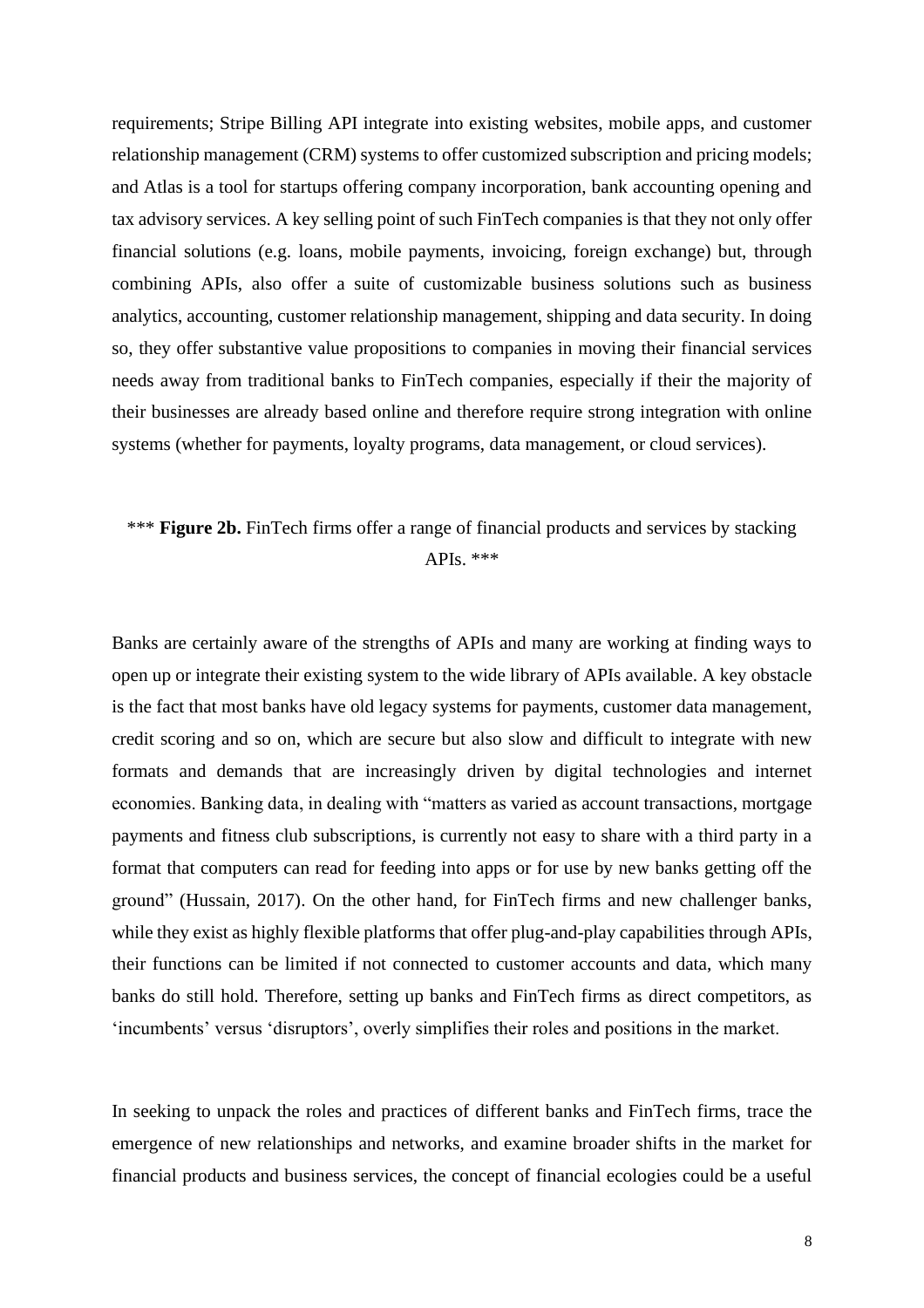requirements; Stripe Billing API integrate into existing websites, mobile apps, and customer relationship management (CRM) systems to offer customized subscription and pricing models; and Atlas is a tool for startups offering company incorporation, bank accounting opening and tax advisory services. A key selling point of such FinTech companies is that they not only offer financial solutions (e.g. loans, mobile payments, invoicing, foreign exchange) but, through combining APIs, also offer a suite of customizable business solutions such as business analytics, accounting, customer relationship management, shipping and data security. In doing so, they offer substantive value propositions to companies in moving their financial services needs away from traditional banks to FinTech companies, especially if their the majority of their businesses are already based online and therefore require strong integration with online systems (whether for payments, loyalty programs, data management, or cloud services).

*** **Figure 2b.** FinTech firms offer a range of financial products and services by stacking APIs. ***

Banks are certainly aware of the strengths of APIs and many are working at finding ways to open up or integrate their existing system to the wide library of APIs available. A key obstacle is the fact that most banks have old legacy systems for payments, customer data management, credit scoring and so on, which are secure but also slow and difficult to integrate with new formats and demands that are increasingly driven by digital technologies and internet economies. Banking data, in dealing with "matters as varied as account transactions, mortgage payments and fitness club subscriptions, is currently not easy to share with a third party in a format that computers can read for feeding into apps or for use by new banks getting off the ground" (Hussain, 2017). On the other hand, for FinTech firms and new challenger banks, while they exist as highly flexible platforms that offer plug-and-play capabilities through APIs, their functions can be limited if not connected to customer accounts and data, which many banks do still hold. Therefore, setting up banks and FinTech firms as direct competitors, as 'incumbents' versus 'disruptors', overly simplifies their roles and positions in the market.

In seeking to unpack the roles and practices of different banks and FinTech firms, trace the emergence of new relationships and networks, and examine broader shifts in the market for financial products and business services, the concept of financial ecologies could be a useful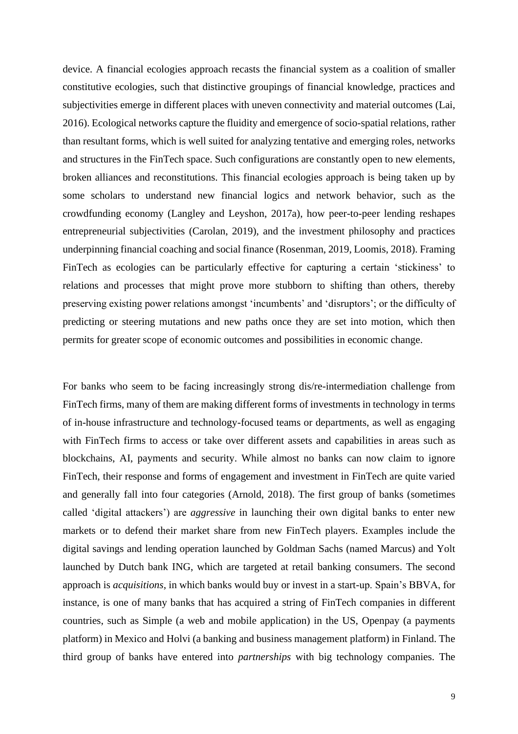device. A financial ecologies approach recasts the financial system as a coalition of smaller constitutive ecologies, such that distinctive groupings of financial knowledge, practices and subjectivities emerge in different places with uneven connectivity and material outcomes (Lai, 2016). Ecological networks capture the fluidity and emergence of socio-spatial relations, rather than resultant forms, which is well suited for analyzing tentative and emerging roles, networks and structures in the FinTech space. Such configurations are constantly open to new elements, broken alliances and reconstitutions. This financial ecologies approach is being taken up by some scholars to understand new financial logics and network behavior, such as the crowdfunding economy (Langley and Leyshon, 2017a), how peer-to-peer lending reshapes entrepreneurial subjectivities (Carolan, 2019), and the investment philosophy and practices underpinning financial coaching and social finance (Rosenman, 2019, Loomis, 2018). Framing FinTech as ecologies can be particularly effective for capturing a certain 'stickiness' to relations and processes that might prove more stubborn to shifting than others, thereby preserving existing power relations amongst 'incumbents' and 'disruptors'; or the difficulty of predicting or steering mutations and new paths once they are set into motion, which then permits for greater scope of economic outcomes and possibilities in economic change.

For banks who seem to be facing increasingly strong dis/re-intermediation challenge from FinTech firms, many of them are making different forms of investments in technology in terms of in-house infrastructure and technology-focused teams or departments, as well as engaging with FinTech firms to access or take over different assets and capabilities in areas such as blockchains, AI, payments and security. While almost no banks can now claim to ignore FinTech, their response and forms of engagement and investment in FinTech are quite varied and generally fall into four categories (Arnold, 2018). The first group of banks (sometimes called 'digital attackers') are *aggressive* in launching their own digital banks to enter new markets or to defend their market share from new FinTech players. Examples include the digital savings and lending operation launched by Goldman Sachs (named Marcus) and Yolt launched by Dutch bank ING, which are targeted at retail banking consumers. The second approach is *acquisitions*, in which banks would buy or invest in a start-up. Spain's BBVA, for instance, is one of many banks that has acquired a string of FinTech companies in different countries, such as Simple (a web and mobile application) in the US, Openpay (a payments platform) in Mexico and Holvi (a banking and business management platform) in Finland. The third group of banks have entered into *partnerships* with big technology companies. The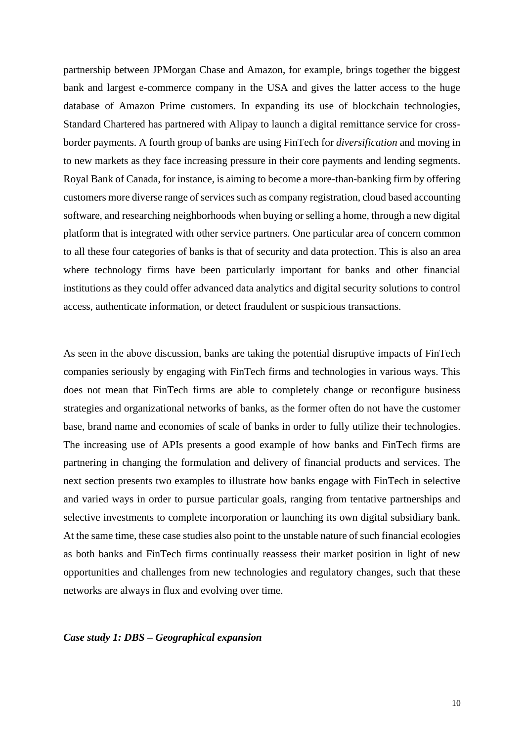partnership between JPMorgan Chase and Amazon, for example, brings together the biggest bank and largest e-commerce company in the USA and gives the latter access to the huge database of Amazon Prime customers. In expanding its use of blockchain technologies, Standard Chartered has partnered with Alipay to launch a digital remittance service for cross-border payments. A fourth group of banks are using FinTech for *diversification* and moving in to new markets as they face increasing pressure in their core payments and lending segments. Royal Bank of Canada, for instance, is aiming to become a more-than-banking firm by offering customers more diverse range of services such as company registration, cloud based accounting software, and researching neighborhoods when buying or selling a home, through a new digital platform that is integrated with other service partners. One particular area of concern common to all these four categories of banks is that of security and data protection. This is also an area where technology firms have been particularly important for banks and other financial institutions as they could offer advanced data analytics and digital security solutions to control access, authenticate information, or detect fraudulent or suspicious transactions.

As seen in the above discussion, banks are taking the potential disruptive impacts of FinTech companies seriously by engaging with FinTech firms and technologies in various ways. This does not mean that FinTech firms are able to completely change or reconfigure business strategies and organizational networks of banks, as the former often do not have the customer base, brand name and economies of scale of banks in order to fully utilize their technologies. The increasing use of APIs presents a good example of how banks and FinTech firms are partnering in changing the formulation and delivery of financial products and services. The next section presents two examples to illustrate how banks engage with FinTech in selective and varied ways in order to pursue particular goals, ranging from tentative partnerships and selective investments to complete incorporation or launching its own digital subsidiary bank. At the same time, these case studies also point to the unstable nature of such financial ecologies as both banks and FinTech firms continually reassess their market position in light of new opportunities and challenges from new technologies and regulatory changes, such that these networks are always in flux and evolving over time.

### *Case study 1: DBS – Geographical expansion*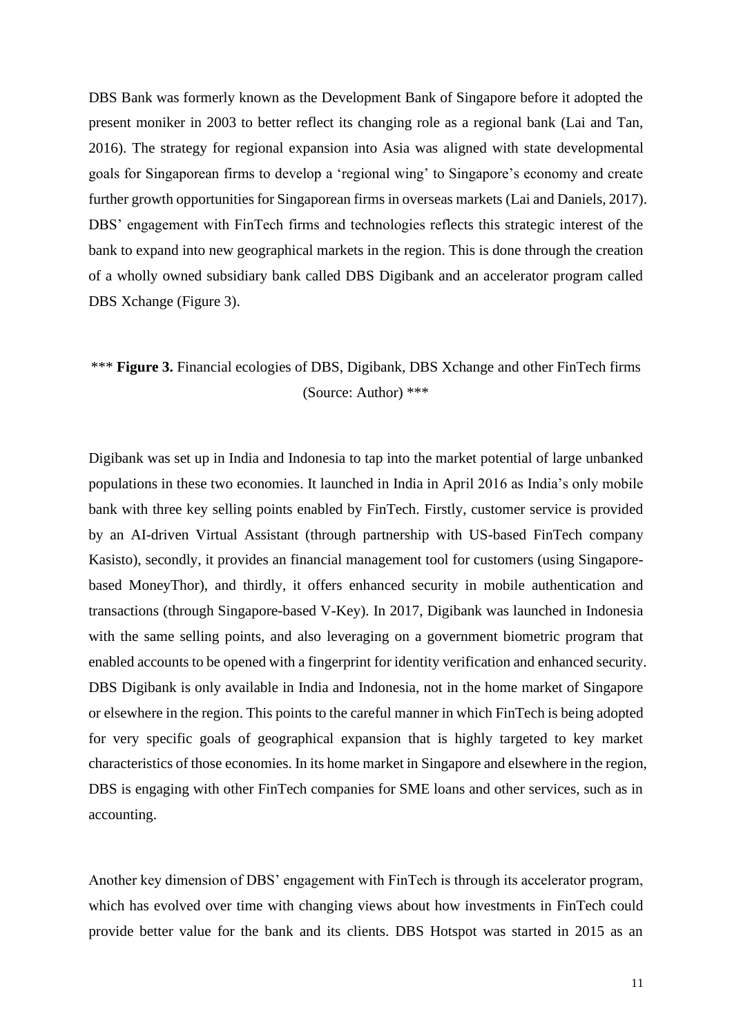DBS Bank was formerly known as the Development Bank of Singapore before it adopted the present moniker in 2003 to better reflect its changing role as a regional bank (Lai and Tan, 2016). The strategy for regional expansion into Asia was aligned with state developmental goals for Singaporean firms to develop a 'regional wing' to Singapore's economy and create further growth opportunities for Singaporean firms in overseas markets (Lai and Daniels, 2017). DBS' engagement with FinTech firms and technologies reflects this strategic interest of the bank to expand into new geographical markets in the region. This is done through the creation of a wholly owned subsidiary bank called DBS Digibank and an accelerator program called DBS Xchange (Figure 3).

*** **Figure 3.** Financial ecologies of DBS, Digibank, DBS Xchange and other FinTech firms (Source: Author) ***

Digibank was set up in India and Indonesia to tap into the market potential of large unbanked populations in these two economies. It launched in India in April 2016 as India's only mobile bank with three key selling points enabled by FinTech. Firstly, customer service is provided by an AI-driven Virtual Assistant (through partnership with US-based FinTech company Kasisto), secondly, it provides an financial management tool for customers (using Singapore-based MoneyThor), and thirdly, it offers enhanced security in mobile authentication and transactions (through Singapore-based V-Key). In 2017, Digibank was launched in Indonesia with the same selling points, and also leveraging on a government biometric program that enabled accounts to be opened with a fingerprint for identity verification and enhanced security. DBS Digibank is only available in India and Indonesia, not in the home market of Singapore or elsewhere in the region. This points to the careful manner in which FinTech is being adopted for very specific goals of geographical expansion that is highly targeted to key market characteristics of those economies. In its home market in Singapore and elsewhere in the region, DBS is engaging with other FinTech companies for SME loans and other services, such as in accounting.

Another key dimension of DBS' engagement with FinTech is through its accelerator program, which has evolved over time with changing views about how investments in FinTech could provide better value for the bank and its clients. DBS Hotspot was started in 2015 as an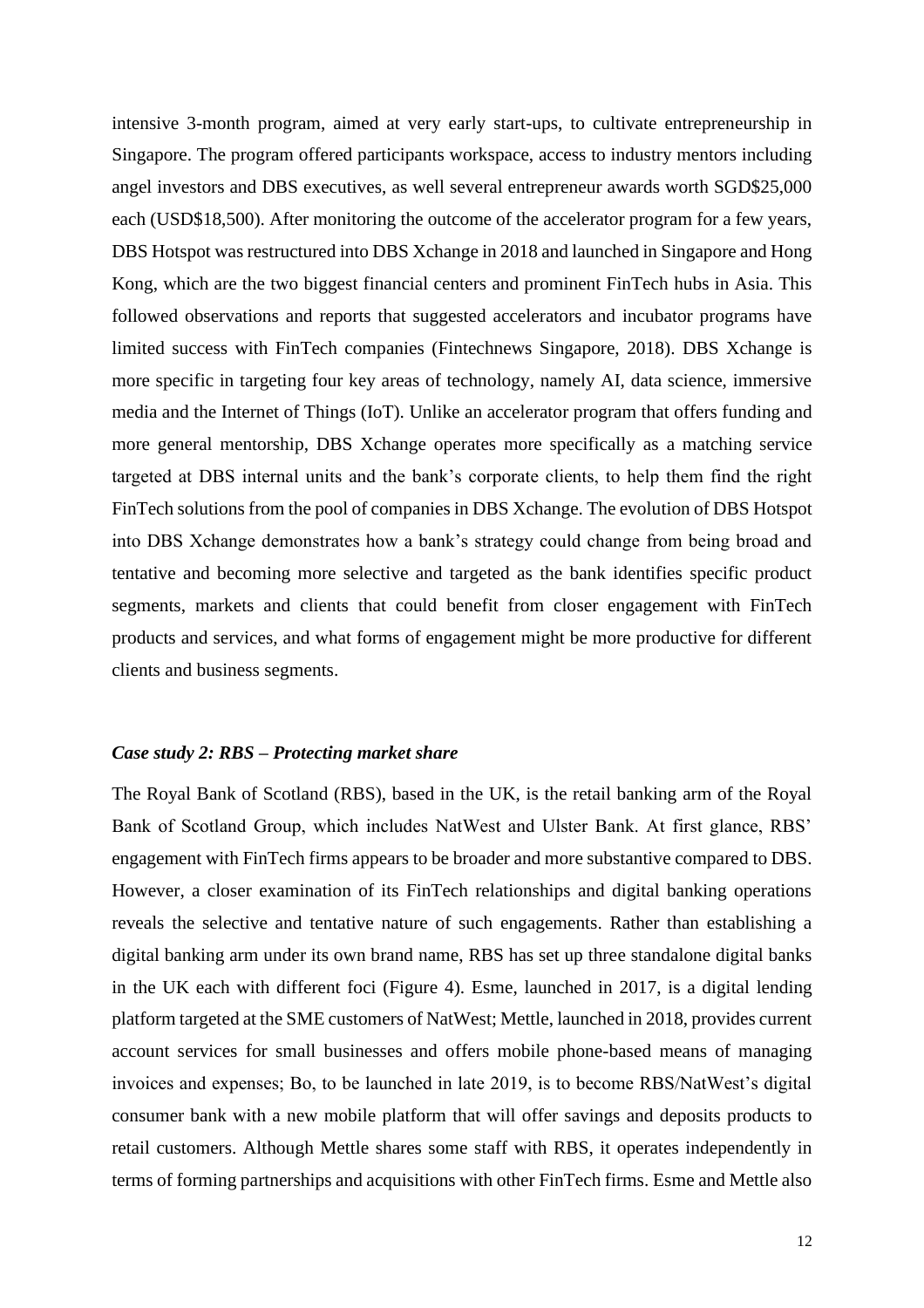intensive 3-month program, aimed at very early start-ups, to cultivate entrepreneurship in Singapore. The program offered participants workspace, access to industry mentors including angel investors and DBS executives, as well several entrepreneur awards worth SGD$25,000 each (USD$18,500). After monitoring the outcome of the accelerator program for a few years, DBS Hotspot was restructured into DBS Xchange in 2018 and launched in Singapore and Hong Kong, which are the two biggest financial centers and prominent FinTech hubs in Asia. This followed observations and reports that suggested accelerators and incubator programs have limited success with FinTech companies (Fintechnews Singapore, 2018). DBS Xchange is more specific in targeting four key areas of technology, namely AI, data science, immersive media and the Internet of Things (IoT). Unlike an accelerator program that offers funding and more general mentorship, DBS Xchange operates more specifically as a matching service targeted at DBS internal units and the bank's corporate clients, to help them find the right FinTech solutions from the pool of companies in DBS Xchange. The evolution of DBS Hotspot into DBS Xchange demonstrates how a bank's strategy could change from being broad and tentative and becoming more selective and targeted as the bank identifies specific product segments, markets and clients that could benefit from closer engagement with FinTech products and services, and what forms of engagement might be more productive for different clients and business segments.

### *Case study 2: RBS – Protecting market share*

The Royal Bank of Scotland (RBS), based in the UK, is the retail banking arm of the Royal Bank of Scotland Group, which includes NatWest and Ulster Bank. At first glance, RBS' engagement with FinTech firms appears to be broader and more substantive compared to DBS. However, a closer examination of its FinTech relationships and digital banking operations reveals the selective and tentative nature of such engagements. Rather than establishing a digital banking arm under its own brand name, RBS has set up three standalone digital banks in the UK each with different foci (Figure 4). Esme, launched in 2017, is a digital lending platform targeted at the SME customers of NatWest; Mettle, launched in 2018, provides current account services for small businesses and offers mobile phone-based means of managing invoices and expenses; Bo, to be launched in late 2019, is to become RBS/NatWest's digital consumer bank with a new mobile platform that will offer savings and deposits products to retail customers. Although Mettle shares some staff with RBS, it operates independently in terms of forming partnerships and acquisitions with other FinTech firms. Esme and Mettle also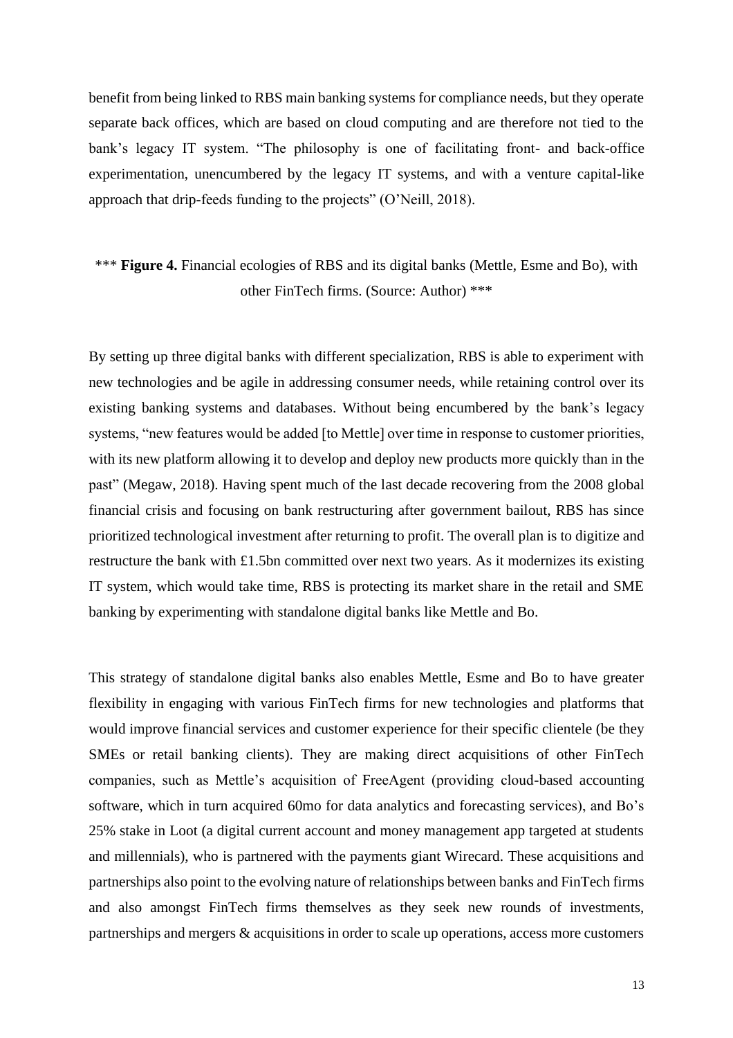benefit from being linked to RBS main banking systems for compliance needs, but they operate separate back offices, which are based on cloud computing and are therefore not tied to the bank's legacy IT system. "The philosophy is one of facilitating front- and back-office experimentation, unencumbered by the legacy IT systems, and with a venture capital-like approach that drip-feeds funding to the projects" (O'Neill, 2018).

*** **Figure 4.** Financial ecologies of RBS and its digital banks (Mettle, Esme and Bo), with other FinTech firms. (Source: Author) ***

By setting up three digital banks with different specialization, RBS is able to experiment with new technologies and be agile in addressing consumer needs, while retaining control over its existing banking systems and databases. Without being encumbered by the bank's legacy systems, "new features would be added [to Mettle] over time in response to customer priorities, with its new platform allowing it to develop and deploy new products more quickly than in the past" (Megaw, 2018). Having spent much of the last decade recovering from the 2008 global financial crisis and focusing on bank restructuring after government bailout, RBS has since prioritized technological investment after returning to profit. The overall plan is to digitize and restructure the bank with £1.5bn committed over next two years. As it modernizes its existing IT system, which would take time, RBS is protecting its market share in the retail and SME banking by experimenting with standalone digital banks like Mettle and Bo.

This strategy of standalone digital banks also enables Mettle, Esme and Bo to have greater flexibility in engaging with various FinTech firms for new technologies and platforms that would improve financial services and customer experience for their specific clientele (be they SMEs or retail banking clients). They are making direct acquisitions of other FinTech companies, such as Mettle's acquisition of FreeAgent (providing cloud-based accounting software, which in turn acquired 60mo for data analytics and forecasting services), and Bo's 25% stake in Loot (a digital current account and money management app targeted at students and millennials), who is partnered with the payments giant Wirecard. These acquisitions and partnerships also point to the evolving nature of relationships between banks and FinTech firms and also amongst FinTech firms themselves as they seek new rounds of investments, partnerships and mergers & acquisitions in order to scale up operations, access more customers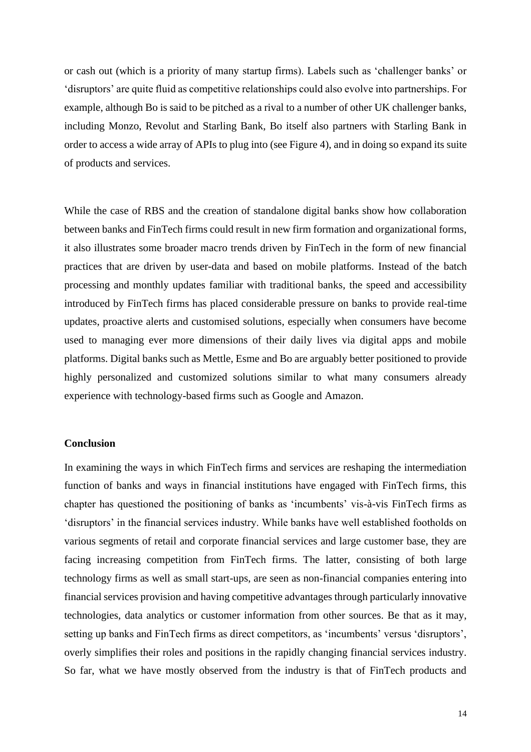or cash out (which is a priority of many startup firms). Labels such as 'challenger banks' or 'disruptors' are quite fluid as competitive relationships could also evolve into partnerships. For example, although Bo is said to be pitched as a rival to a number of other UK challenger banks, including Monzo, Revolut and Starling Bank, Bo itself also partners with Starling Bank in order to access a wide array of APIs to plug into (see Figure 4), and in doing so expand its suite of products and services.

While the case of RBS and the creation of standalone digital banks show how collaboration between banks and FinTech firms could result in new firm formation and organizational forms, it also illustrates some broader macro trends driven by FinTech in the form of new financial practices that are driven by user-data and based on mobile platforms. Instead of the batch processing and monthly updates familiar with traditional banks, the speed and accessibility introduced by FinTech firms has placed considerable pressure on banks to provide real-time updates, proactive alerts and customised solutions, especially when consumers have become used to managing ever more dimensions of their daily lives via digital apps and mobile platforms. Digital banks such as Mettle, Esme and Bo are arguably better positioned to provide highly personalized and customized solutions similar to what many consumers already experience with technology-based firms such as Google and Amazon.

## Conclusion

In examining the ways in which FinTech firms and services are reshaping the intermediation function of banks and ways in financial institutions have engaged with FinTech firms, this chapter has questioned the positioning of banks as 'incumbents' vis-à-vis FinTech firms as 'disruptors' in the financial services industry. While banks have well established footholds on various segments of retail and corporate financial services and large customer base, they are facing increasing competition from FinTech firms. The latter, consisting of both large technology firms as well as small start-ups, are seen as non-financial companies entering into financial services provision and having competitive advantages through particularly innovative technologies, data analytics or customer information from other sources. Be that as it may, setting up banks and FinTech firms as direct competitors, as 'incumbents' versus 'disruptors', overly simplifies their roles and positions in the rapidly changing financial services industry. So far, what we have mostly observed from the industry is that of FinTech products and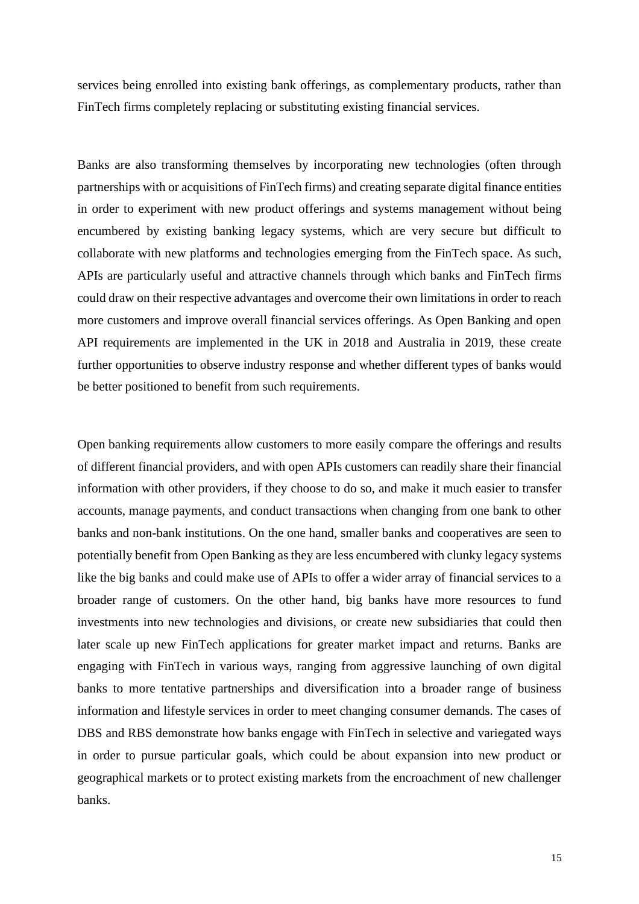services being enrolled into existing bank offerings, as complementary products, rather than FinTech firms completely replacing or substituting existing financial services.

Banks are also transforming themselves by incorporating new technologies (often through partnerships with or acquisitions of FinTech firms) and creating separate digital finance entities in order to experiment with new product offerings and systems management without being encumbered by existing banking legacy systems, which are very secure but difficult to collaborate with new platforms and technologies emerging from the FinTech space. As such, APIs are particularly useful and attractive channels through which banks and FinTech firms could draw on their respective advantages and overcome their own limitations in order to reach more customers and improve overall financial services offerings. As Open Banking and open API requirements are implemented in the UK in 2018 and Australia in 2019, these create further opportunities to observe industry response and whether different types of banks would be better positioned to benefit from such requirements.

Open banking requirements allow customers to more easily compare the offerings and results of different financial providers, and with open APIs customers can readily share their financial information with other providers, if they choose to do so, and make it much easier to transfer accounts, manage payments, and conduct transactions when changing from one bank to other banks and non-bank institutions. On the one hand, smaller banks and cooperatives are seen to potentially benefit from Open Banking as they are less encumbered with clunky legacy systems like the big banks and could make use of APIs to offer a wider array of financial services to a broader range of customers. On the other hand, big banks have more resources to fund investments into new technologies and divisions, or create new subsidiaries that could then later scale up new FinTech applications for greater market impact and returns. Banks are engaging with FinTech in various ways, ranging from aggressive launching of own digital banks to more tentative partnerships and diversification into a broader range of business information and lifestyle services in order to meet changing consumer demands. The cases of DBS and RBS demonstrate how banks engage with FinTech in selective and variegated ways in order to pursue particular goals, which could be about expansion into new product or geographical markets or to protect existing markets from the encroachment of new challenger banks.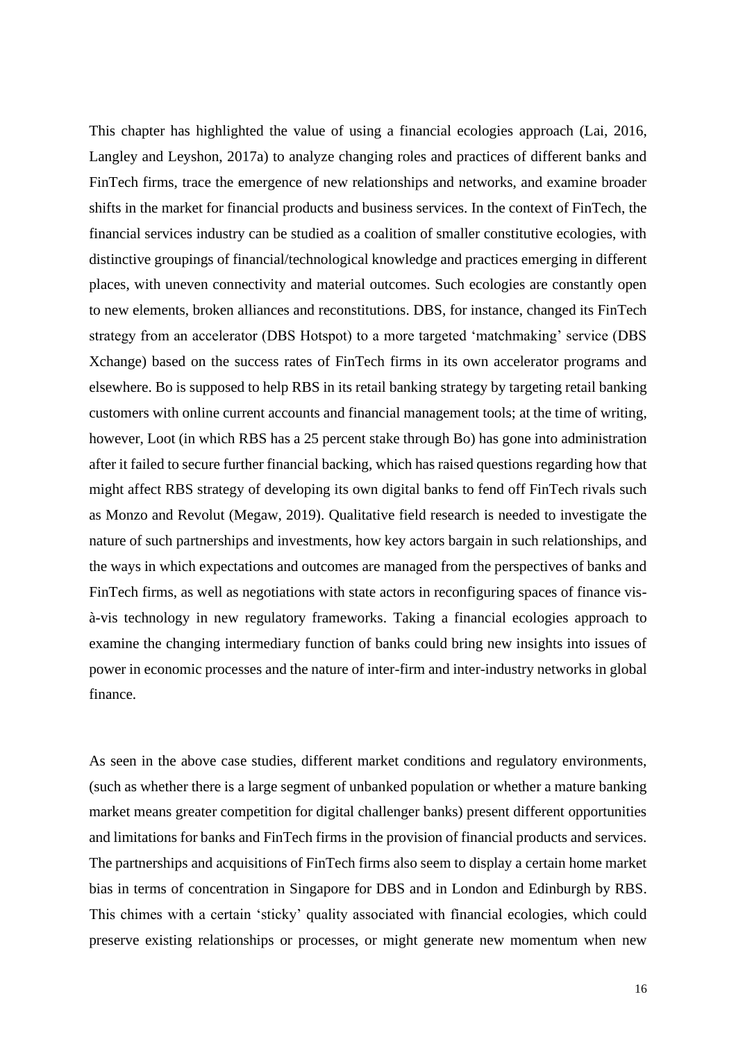This chapter has highlighted the value of using a financial ecologies approach (Lai, 2016, Langley and Leyshon, 2017a) to analyze changing roles and practices of different banks and FinTech firms, trace the emergence of new relationships and networks, and examine broader shifts in the market for financial products and business services. In the context of FinTech, the financial services industry can be studied as a coalition of smaller constitutive ecologies, with distinctive groupings of financial/technological knowledge and practices emerging in different places, with uneven connectivity and material outcomes. Such ecologies are constantly open to new elements, broken alliances and reconstitutions. DBS, for instance, changed its FinTech strategy from an accelerator (DBS Hotspot) to a more targeted 'matchmaking' service (DBS Xchange) based on the success rates of FinTech firms in its own accelerator programs and elsewhere. Bo is supposed to help RBS in its retail banking strategy by targeting retail banking customers with online current accounts and financial management tools; at the time of writing, however, Loot (in which RBS has a 25 percent stake through Bo) has gone into administration after it failed to secure further financial backing, which has raised questions regarding how that might affect RBS strategy of developing its own digital banks to fend off FinTech rivals such as Monzo and Revolut (Megaw, 2019). Qualitative field research is needed to investigate the nature of such partnerships and investments, how key actors bargain in such relationships, and the ways in which expectations and outcomes are managed from the perspectives of banks and FinTech firms, as well as negotiations with state actors in reconfiguring spaces of finance vis-à-vis technology in new regulatory frameworks. Taking a financial ecologies approach to examine the changing intermediary function of banks could bring new insights into issues of power in economic processes and the nature of inter-firm and inter-industry networks in global finance.

As seen in the above case studies, different market conditions and regulatory environments, (such as whether there is a large segment of unbanked population or whether a mature banking market means greater competition for digital challenger banks) present different opportunities and limitations for banks and FinTech firms in the provision of financial products and services. The partnerships and acquisitions of FinTech firms also seem to display a certain home market bias in terms of concentration in Singapore for DBS and in London and Edinburgh by RBS. This chimes with a certain 'sticky' quality associated with financial ecologies, which could preserve existing relationships or processes, or might generate new momentum when new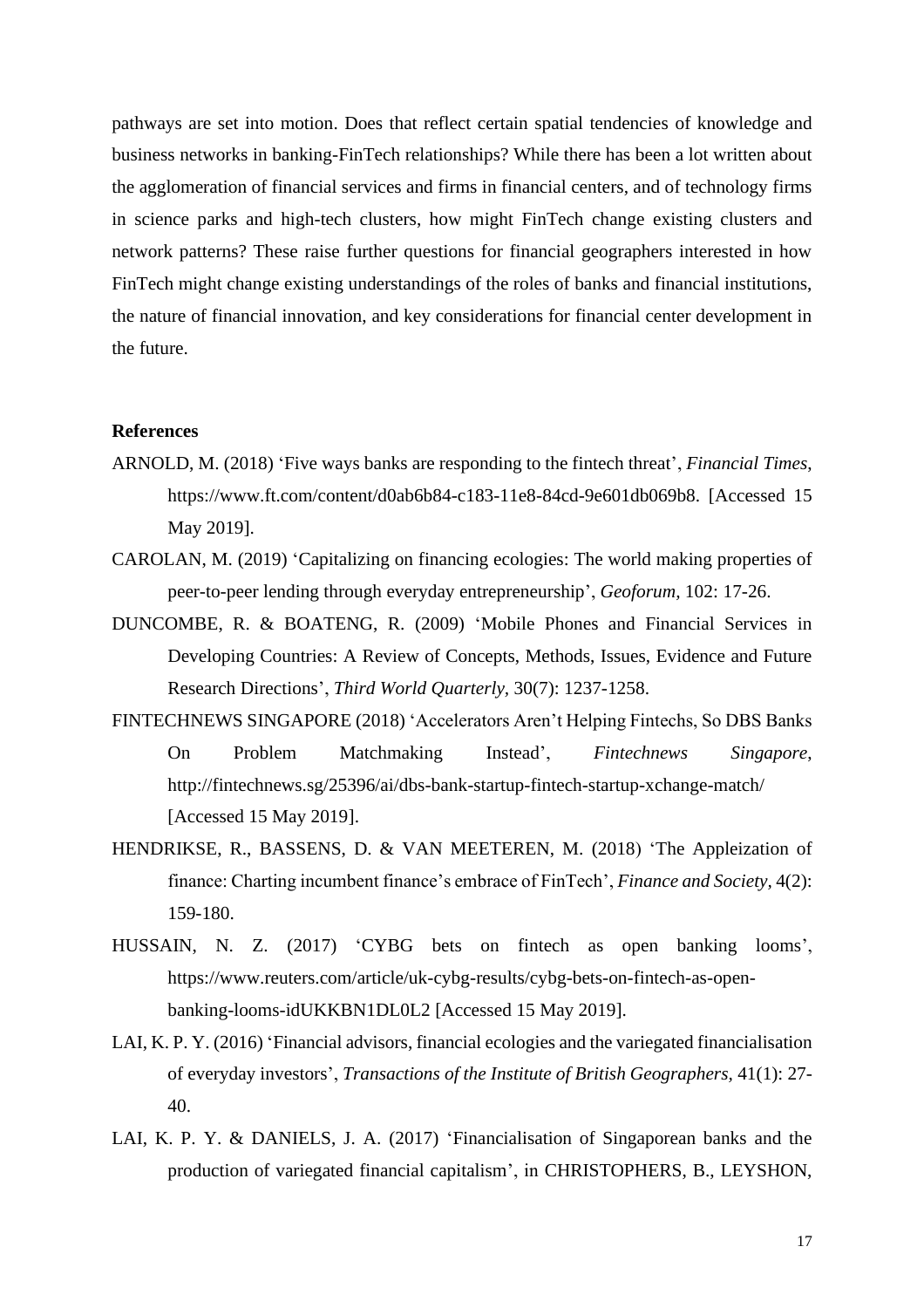pathways are set into motion. Does that reflect certain spatial tendencies of knowledge and business networks in banking-FinTech relationships? While there has been a lot written about the agglomeration of financial services and firms in financial centers, and of technology firms in science parks and high-tech clusters, how might FinTech change existing clusters and network patterns? These raise further questions for financial geographers interested in how FinTech might change existing understandings of the roles of banks and financial institutions, the nature of financial innovation, and key considerations for financial center development in the future.

**References**

ARNOLD, M. (2018) 'Five ways banks are responding to the fintech threat', *Financial Times*, https://www.ft.com/content/d0ab6b84-c183-11e8-84cd-9e601db069b8. [Accessed 15 May 2019].

CAROLAN, M. (2019) 'Capitalizing on financing ecologies: The world making properties of peer-to-peer lending through everyday entrepreneurship', *Geoforum*, 102: 17-26.

DUNCOMBE, R. & BOATENG, R. (2009) 'Mobile Phones and Financial Services in Developing Countries: A Review of Concepts, Methods, Issues, Evidence and Future Research Directions', *Third World Quarterly*, 30(7): 1237-1258.

FINTECHNEWS SINGAPORE (2018) 'Accelerators Aren't Helping Fintechs, So DBS Banks On Problem Matchmaking Instead', *Fintechnews Singapore*, http://fintechnews.sg/25396/ai/dbs-bank-startup-fintech-startup-xchange-match/ [Accessed 15 May 2019].

HENDRIKSE, R., BASSENS, D. & VAN MEETEREN, M. (2018) 'The Appleization of finance: Charting incumbent finance's embrace of FinTech', *Finance and Society*, 4(2): 159-180.

HUSSAIN, N. Z. (2017) 'CYBG bets on fintech as open banking looms', https://www.reuters.com/article/uk-cybg-results/cybg-bets-on-fintech-as-open-banking-looms-idUKKBN1DL0L2 [Accessed 15 May 2019].

LAI, K. P. Y. (2016) 'Financial advisors, financial ecologies and the variegated financialisation of everyday investors', *Transactions of the Institute of British Geographers*, 41(1): 27-40.

LAI, K. P. Y. & DANIELS, J. A. (2017) 'Financialisation of Singaporean banks and the production of variegated financial capitalism', in CHRISTOPHERS, B., LEYSHON,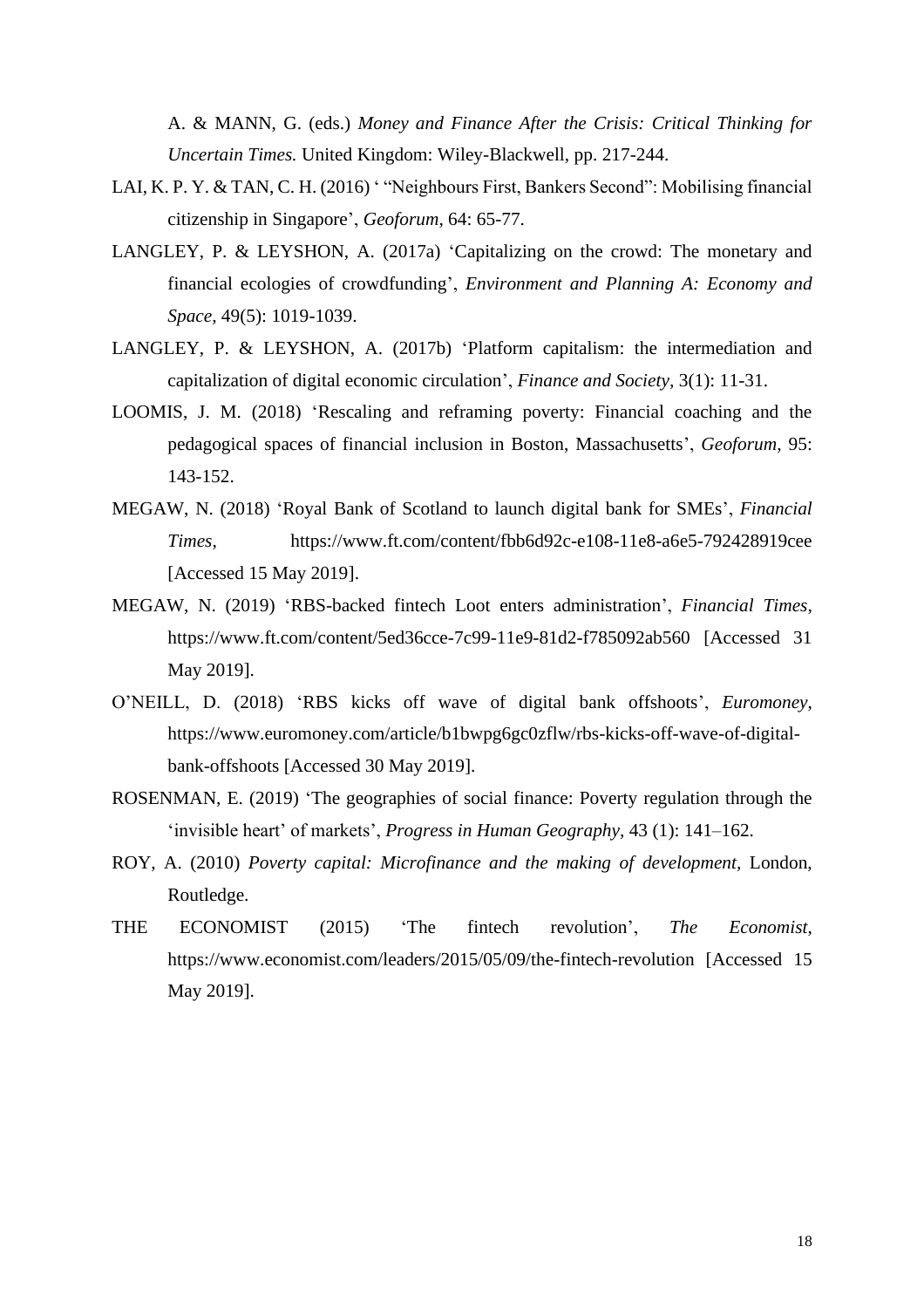A. & MANN, G. (eds.) *Money and Finance After the Crisis: Critical Thinking for Uncertain Times.* United Kingdom: Wiley-Blackwell, pp. 217-244.

LAI, K. P. Y. & TAN, C. H. (2016) ' "Neighbours First, Bankers Second": Mobilising financial citizenship in Singapore', *Geoforum,* 64: 65-77.

LANGLEY, P. & LEYSHON, A. (2017a) 'Capitalizing on the crowd: The monetary and financial ecologies of crowdfunding', *Environment and Planning A: Economy and Space,* 49(5): 1019-1039.

LANGLEY, P. & LEYSHON, A. (2017b) 'Platform capitalism: the intermediation and capitalization of digital economic circulation', *Finance and Society,* 3(1): 11-31.

LOOMIS, J. M. (2018) 'Rescaling and reframing poverty: Financial coaching and the pedagogical spaces of financial inclusion in Boston, Massachusetts', *Geoforum,* 95: 143-152.

MEGAW, N. (2018) 'Royal Bank of Scotland to launch digital bank for SMEs', *Financial Times*, https://www.ft.com/content/fbb6d92c-e108-11e8-a6e5-792428919cee [Accessed 15 May 2019].

MEGAW, N. (2019) 'RBS-backed fintech Loot enters administration', *Financial Times*, https://www.ft.com/content/5ed36cce-7c99-11e9-81d2-f785092ab560 [Accessed 31 May 2019].

O'NEILL, D. (2018) 'RBS kicks off wave of digital bank offshoots', *Euromoney*, https://www.euromoney.com/article/b1bwpg6gc0zflw/rbs-kicks-off-wave-of-digital-bank-offshoots [Accessed 30 May 2019].

ROSENMAN, E. (2019) 'The geographies of social finance: Poverty regulation through the 'invisible heart' of markets', *Progress in Human Geography*, 43 (1): 141–162.

ROY, A. (2010) *Poverty capital: Microfinance and the making of development,* London, Routledge.

THE ECONOMIST (2015) 'The fintech revolution', *The Economist*, https://www.economist.com/leaders/2015/05/09/the-fintech-revolution [Accessed 15 May 2019].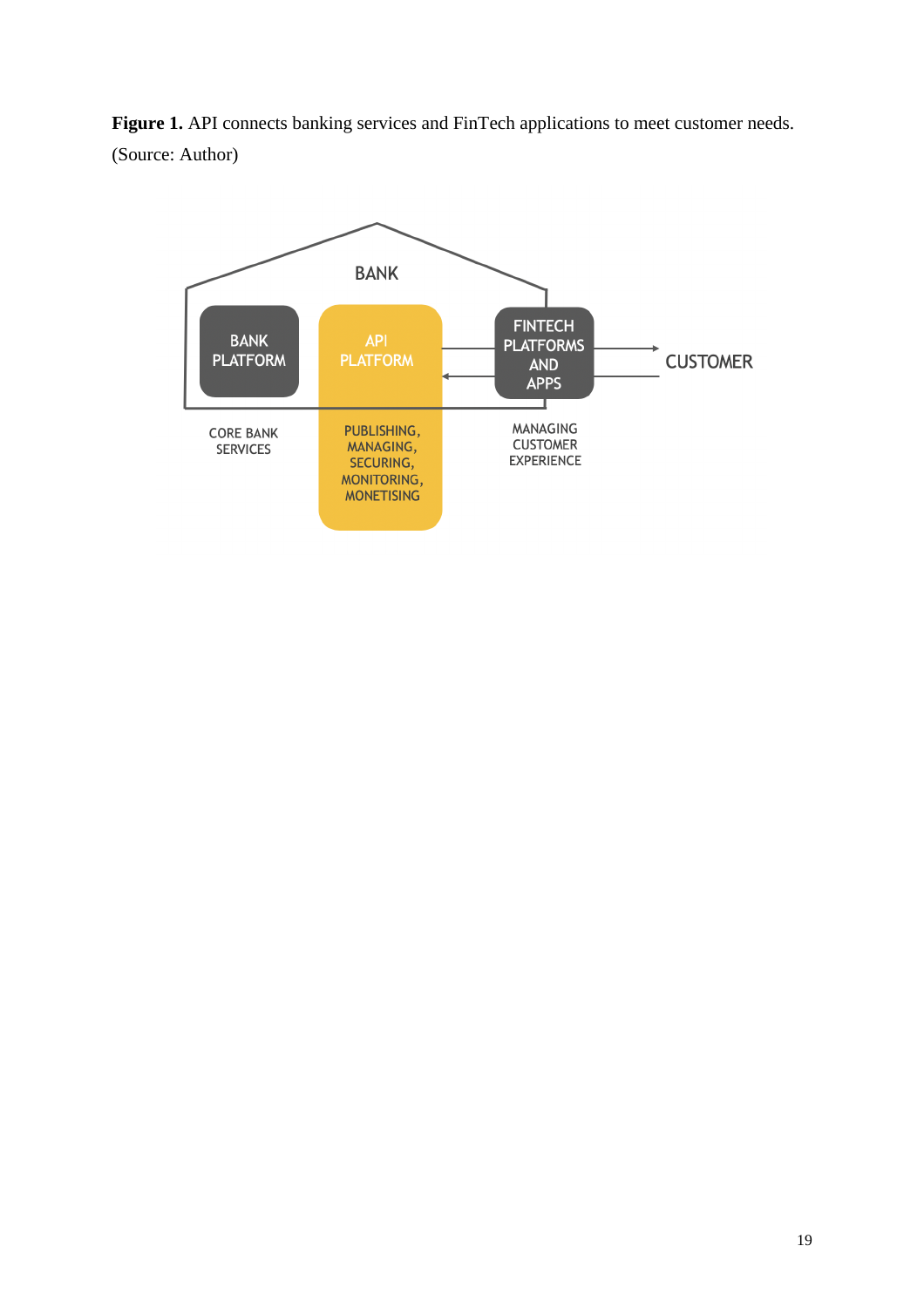**Figure 1.** API connects banking services and FinTech applications to meet customer needs. (Source: Author)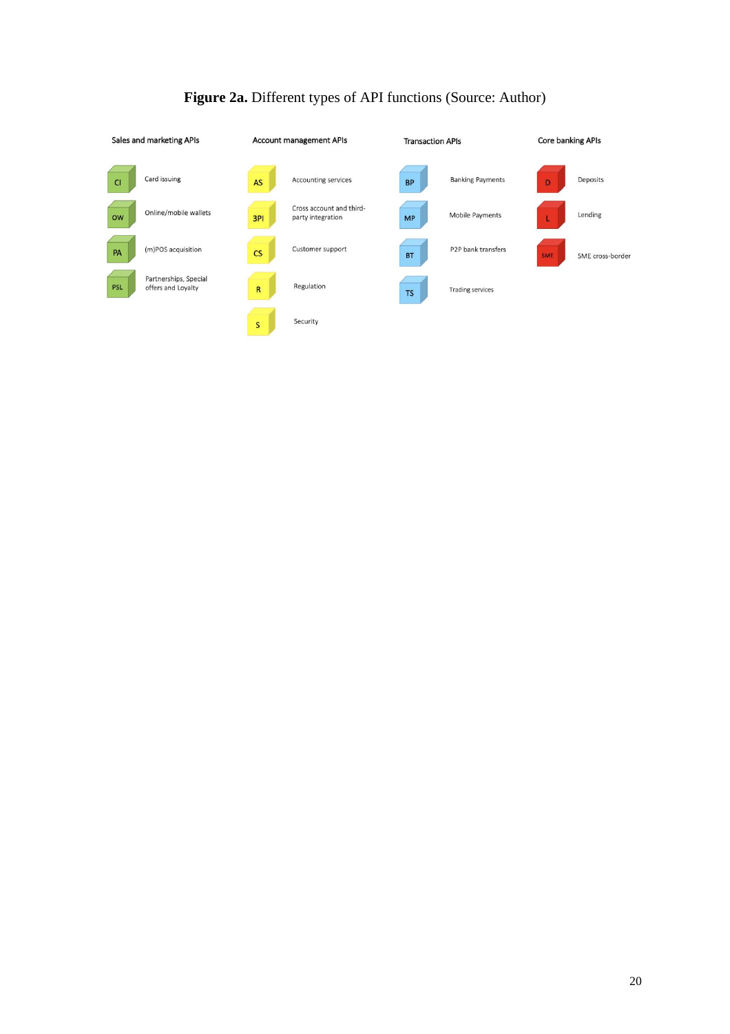**Figure 2a.** Different types of API functions (Source: Author)

| Sales and marketing APIs | | Account management APIs | | Transaction APIs | | Core banking APIs | |
|---|---|---|---|---|---|---|---|
| CI | Card issuing | AS | Accounting services | BP | Banking Payments | D | Deposits |
| OW | Online/mobile wallets | 3PI | Cross account and third-party integration | MP | Mobile Payments | L | Lending |
| PA | (m)POS acquisition | CS | Customer support | BT | P2P bank transfers | SME | SME cross-border |
| PSL | Partnerships, Special offers and Loyalty | R | Regulation | TS | Trading services | | |
| | | S | Security | | | | |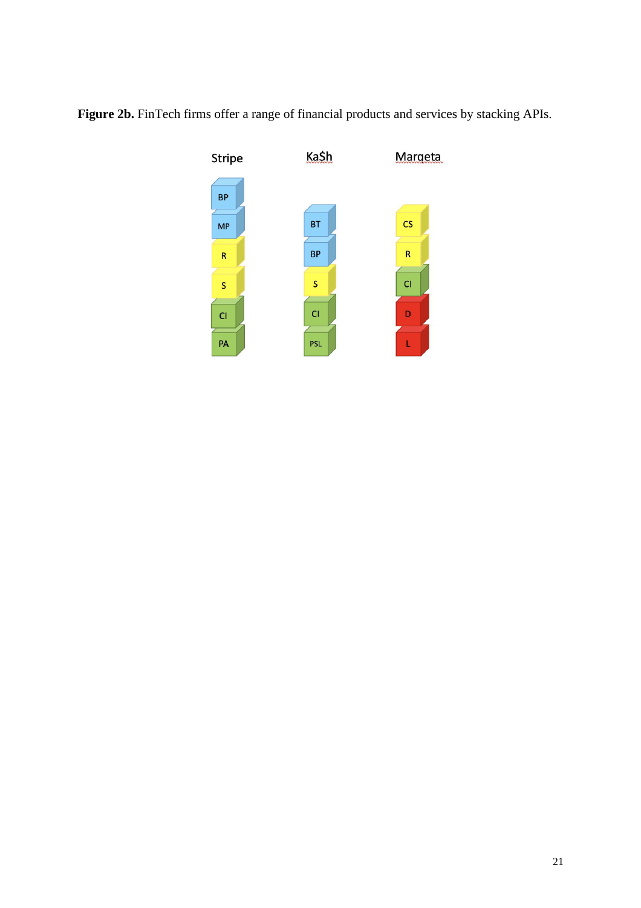**Figure 2b.** FinTech firms offer a range of financial products and services by stacking APIs.

| Stripe | Ka$h | Marqeta |
| --- | --- | --- |
| BP | | |
| MP | BT | CS |
| R | BP | R |
| S | S | CI |
| CI | CI | D |
| PA | PSL | L |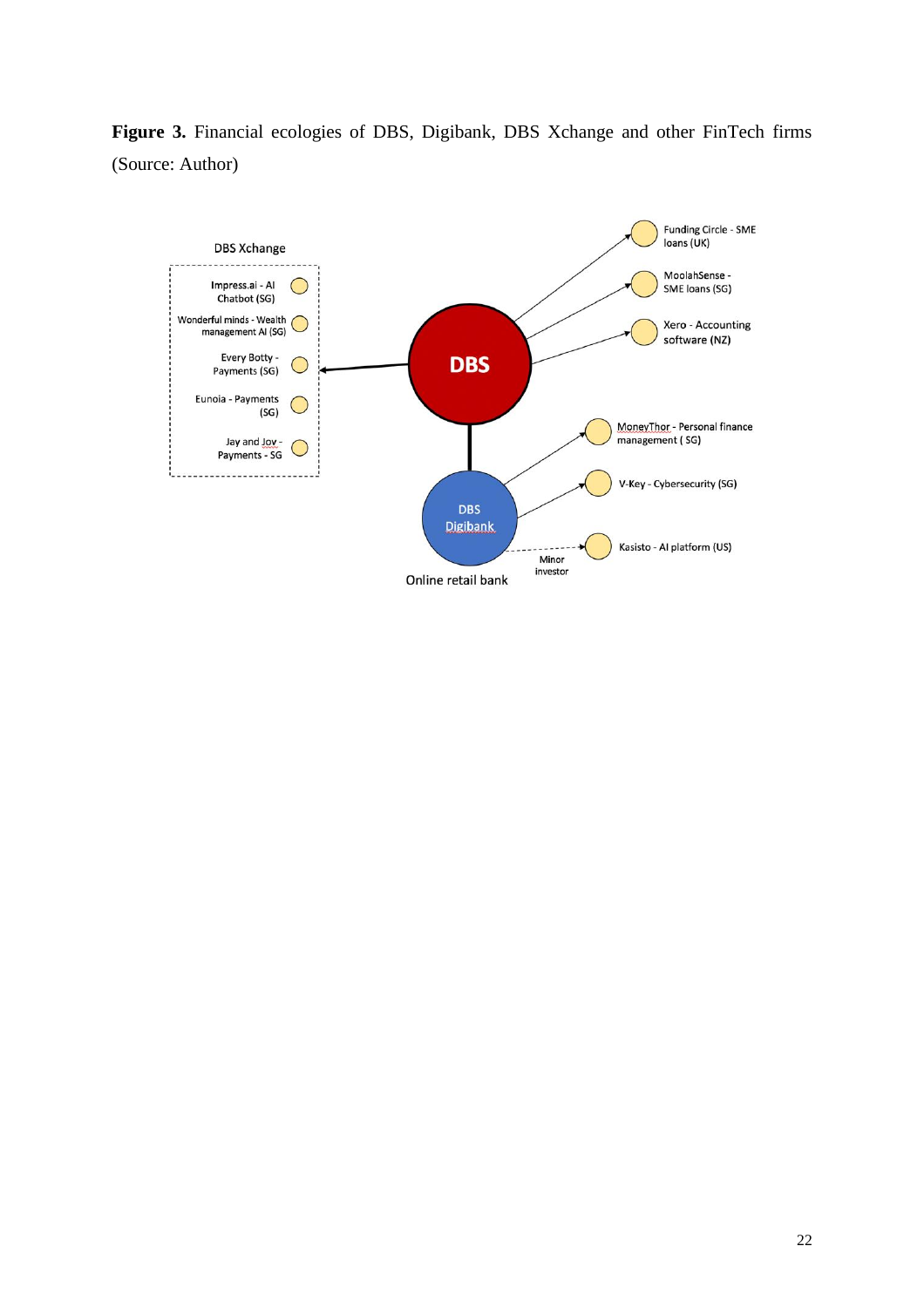**Figure 3.** Financial ecologies of DBS, Digibank, DBS Xchange and other FinTech firms (Source: Author)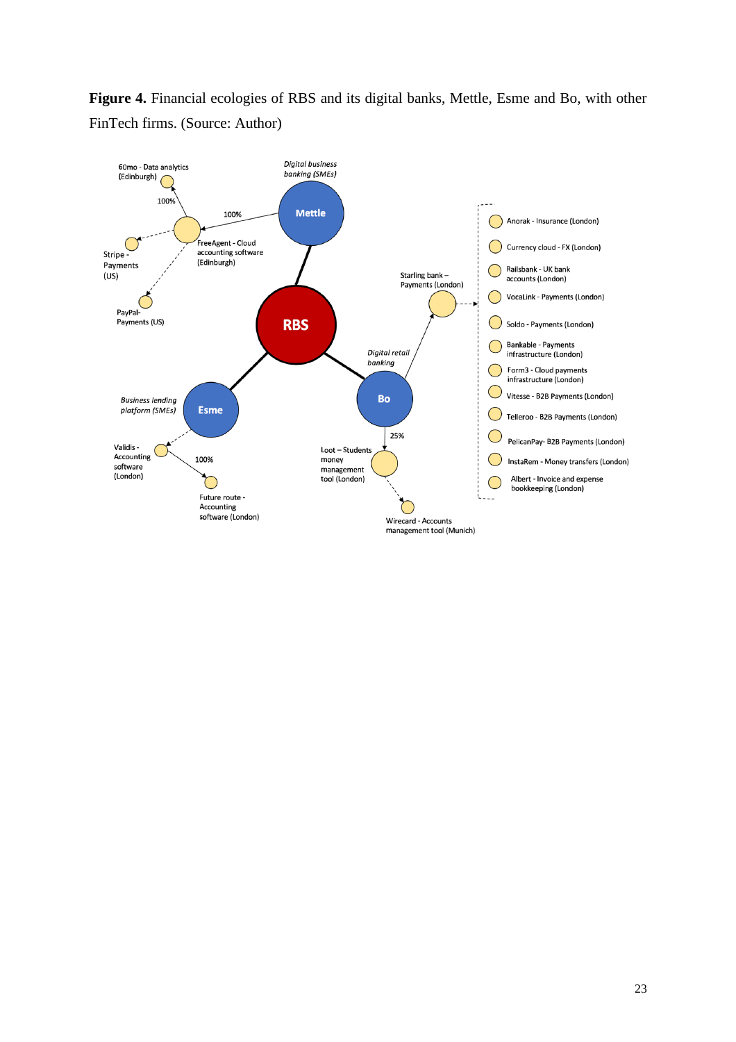**Figure 4.** Financial ecologies of RBS and its digital banks, Mettle, Esme and Bo, with other FinTech firms. (Source: Author)

60mo - Data analytics (Edinburgh)

100%

100%

Digital business banking (SMEs)

Mettle

FreeAgent - Cloud accounting software (Edinburgh)

Stripe - Payments (US)

PayPal- Payments (US)

RBS

Starling bank – Payments (London)

Digital retail banking

Bo

Business lending platform (SMEs)

Esme

Validis - Accounting software (London)

100%

Future route - Accounting software (London)

25%

Loot – Students money management tool (London)

Wirecard - Accounts management tool (Munich)

Anorak - Insurance (London)

Currency cloud - FX (London)

Railsbank - UK bank accounts (London)

VocaLink - Payments (London)

Soldo - Payments (London)

Bankable - Payments infrastructure (London)

Form3 - Cloud payments infrastructure (London)

Vitesse - B2B Payments (London)

Telleroo - B2B Payments (London)

PelicanPay- B2B Payments (London)

InstaRem - Money transfers (London)

Albert - Invoice and expense bookkeeping (London)